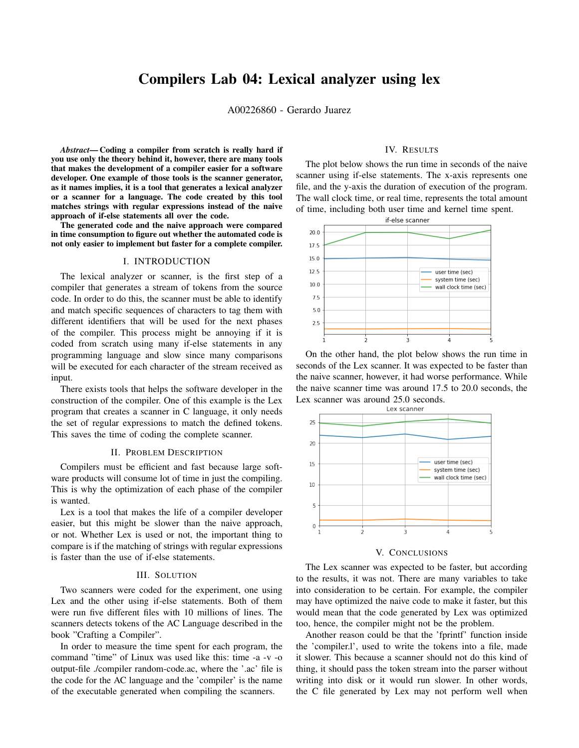# Compilers Lab 04: Lexical analyzer using lex

A00226860 - Gerardo Juarez

***Abstract*— Coding a compiler from scratch is really hard if you use only the theory behind it, however, there are many tools that makes the development of a compiler easier for a software developer. One example of those tools is the scanner generator, as it names implies, it is a tool that generates a lexical analyzer or a scanner for a language. The code created by this tool matches strings with regular expressions instead of the naive approach of if-else statements all over the code.**

**The generated code and the naive approach were compared in time consumption to figure out whether the automated code is not only easier to implement but faster for a complete compiler.**

## I. INTRODUCTION

The lexical analyzer or scanner, is the first step of a compiler that generates a stream of tokens from the source code. In order to do this, the scanner must be able to identify and match specific sequences of characters to tag them with different identifiers that will be used for the next phases of the compiler. This process might be annoying if it is coded from scratch using many if-else statements in any programming language and slow since many comparisons will be executed for each character of the stream received as input.

There exists tools that helps the software developer in the construction of the compiler. One of this example is the Lex program that creates a scanner in C language, it only needs the set of regular expressions to match the defined tokens. This saves the time of coding the complete scanner.

## II. PROBLEM DESCRIPTION

Compilers must be efficient and fast because large software products will consume lot of time in just the compiling. This is why the optimization of each phase of the compiler is wanted.

Lex is a tool that makes the life of a compiler developer easier, but this might be slower than the naive approach, or not. Whether Lex is used or not, the important thing to compare is if the matching of strings with regular expressions is faster than the use of if-else statements.

## III. SOLUTION

Two scanners were coded for the experiment, one using Lex and the other using if-else statements. Both of them were run five different files with 10 millions of lines. The scanners detects tokens of the AC Language described in the book "Crafting a Compiler".

In order to measure the time spent for each program, the command "time" of Linux was used like this: time -a -v -o output-file ./compiler random-code.ac, where the '.ac' file is the code for the AC language and the 'compiler' is the name of the executable generated when compiling the scanners.

## IV. RESULTS

The plot below shows the run time in seconds of the naive scanner using if-else statements. The x-axis represents one file, and the y-axis the duration of execution of the program. The wall clock time, or real time, represents the total amount of time, including both user time and kernel time spent.

On the other hand, the plot below shows the run time in seconds of the Lex scanner. It was expected to be faster than the naive scanner, however, it had worse performance. While the naive scanner time was around 17.5 to 20.0 seconds, the Lex scanner was around 25.0 seconds.

## V. CONCLUSIONS

The Lex scanner was expected to be faster, but according to the results, it was not. There are many variables to take into consideration to be certain. For example, the compiler may have optimized the naive code to make it faster, but this would mean that the code generated by Lex was optimized too, hence, the compiler might not be the problem.

Another reason could be that the 'fprintf' function inside the 'compiler.l', used to write the tokens into a file, made it slower. This because a scanner should not do this kind of thing, it should pass the token stream into the parser without writing into disk or it would run slower. In other words, the C file generated by Lex may not perform well when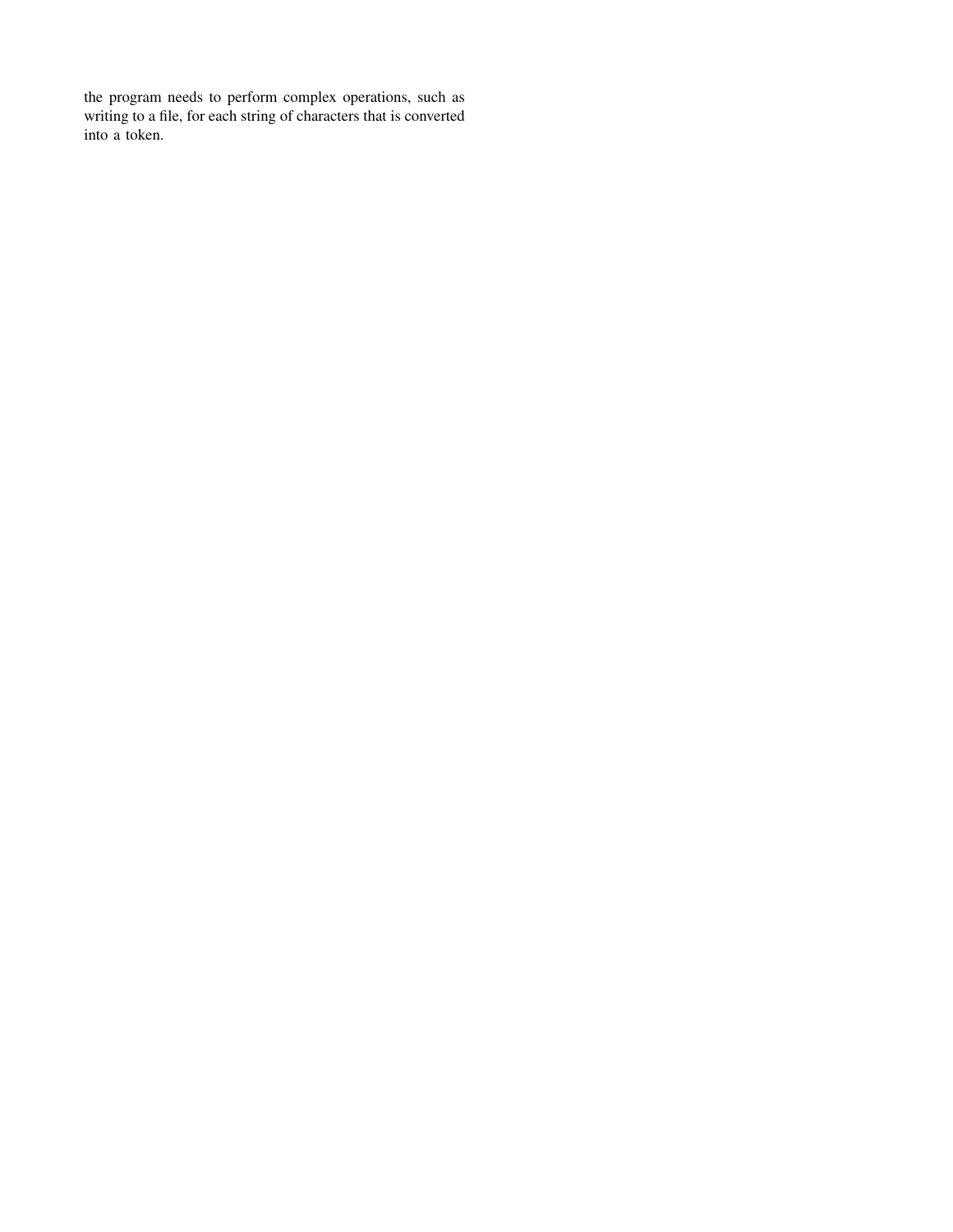the program needs to perform complex operations, such as writing to a file, for each string of characters that is converted into a token.